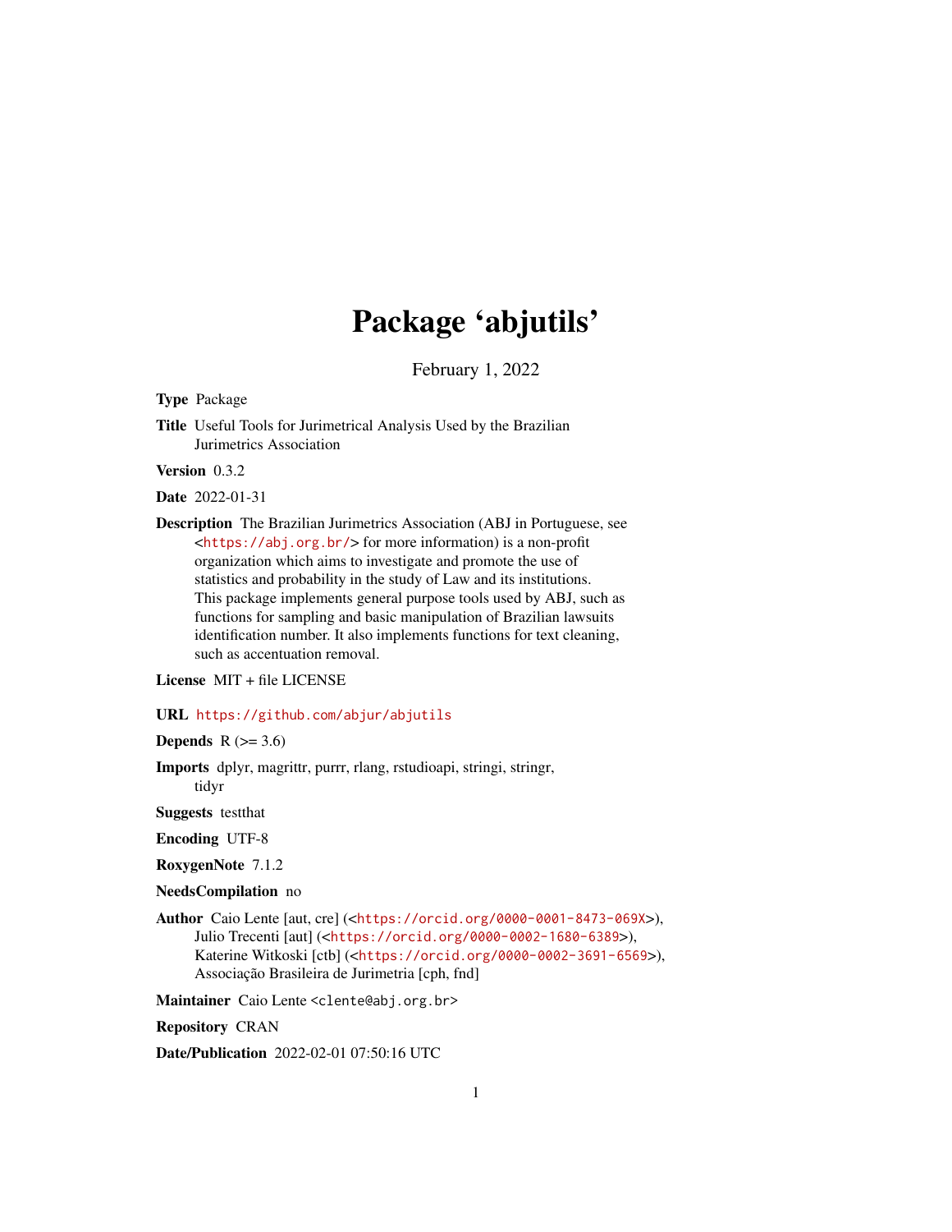# Package 'abjutils'

February 1, 2022

**Type** Package

**Title** Useful Tools for Jurimetrical Analysis Used by the Brazilian Jurimetrics Association

**Version** 0.3.2

**Date** 2022-01-31

**Description** The Brazilian Jurimetrics Association (ABJ in Portuguese, see <https://abj.org.br/> for more information) is a non-profit organization which aims to investigate and promote the use of statistics and probability in the study of Law and its institutions. This package implements general purpose tools used by ABJ, such as functions for sampling and basic manipulation of Brazilian lawsuits identification number. It also implements functions for text cleaning, such as accentuation removal.

**License** MIT + file LICENSE

**URL** https://github.com/abjur/abjutils

**Depends** R (>= 3.6)

**Imports** dplyr, magrittr, purrr, rlang, rstudioapi, stringi, stringr, tidyr

**Suggests** testthat

**Encoding** UTF-8

**RoxygenNote** 7.1.2

**NeedsCompilation** no

**Author** Caio Lente [aut, cre] (<https://orcid.org/0000-0001-8473-069X>), Julio Trecenti [aut] (<https://orcid.org/0000-0002-1680-6389>), Katerine Witkoski [ctb] (<https://orcid.org/0000-0002-3691-6569>), Associação Brasileira de Jurimetria [cph, fnd]

**Maintainer** Caio Lente <clente@abj.org.br>

**Repository** CRAN

**Date/Publication** 2022-02-01 07:50:16 UTC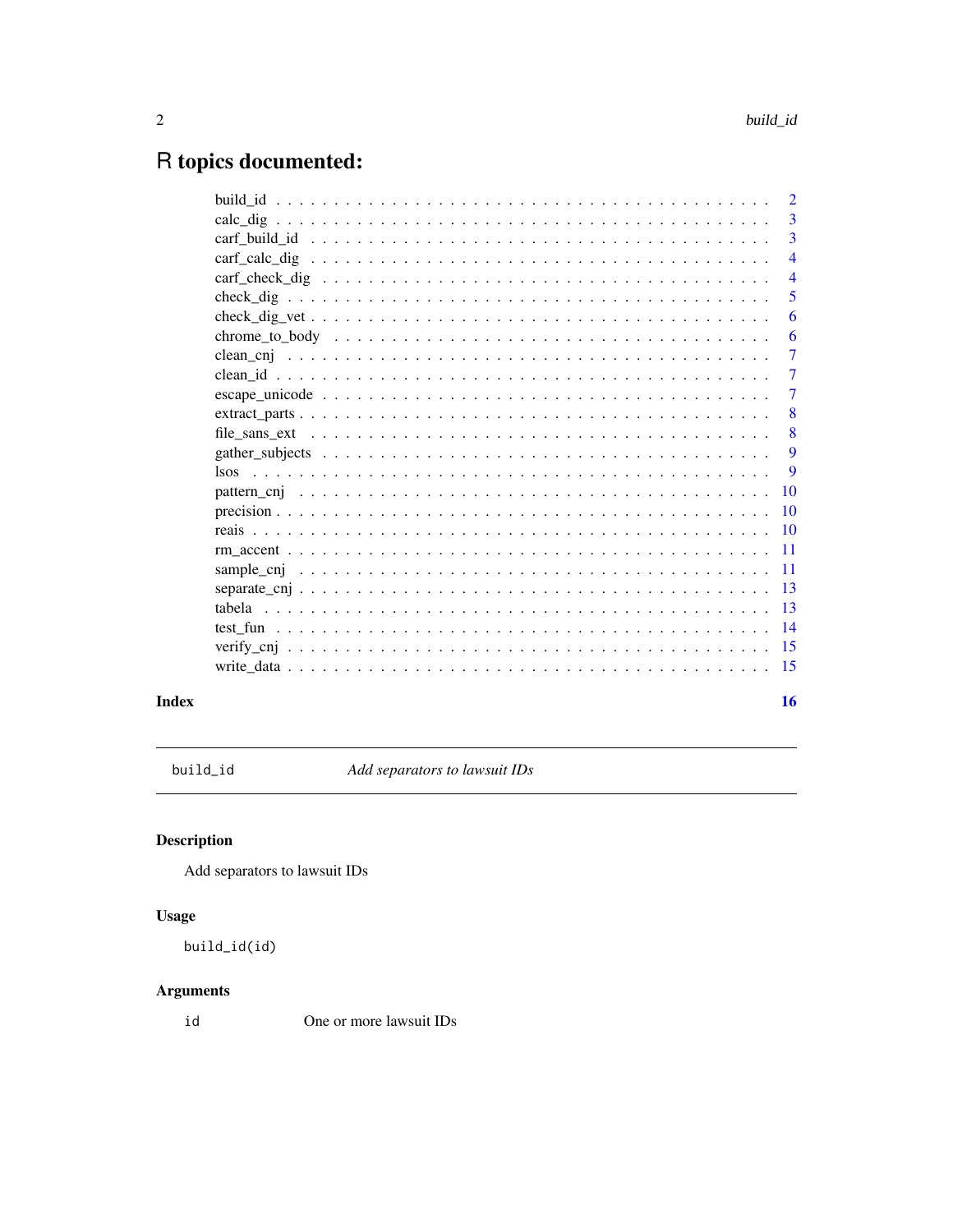# R topics documented:

| | |
|---|---|
| build_id | 2 |
| calc_dig | 3 |
| carf_build_id | 3 |
| carf_calc_dig | 4 |
| carf_check_dig | 4 |
| check_dig | 5 |
| check_dig_vet | 6 |
| chrome_to_body | 6 |
| clean_cnj | 7 |
| clean_id | 7 |
| escape_unicode | 7 |
| extract_parts | 8 |
| file_sans_ext | 8 |
| gather_subjects | 9 |
| lsos | 9 |
| pattern_cnj | 10 |
| precision | 10 |
| reais | 10 |
| rm_accent | 11 |
| sample_cnj | 11 |
| separate_cnj | 13 |
| tabela | 13 |
| test_fun | 14 |
| verify_cnj | 15 |
| write_data | 15 |

**Index** **16**

---

`build_id` *Add separators to lawsuit IDs*

---

## Description

Add separators to lawsuit IDs

## Usage

```
build_id(id)
```

## Arguments

| | |
|---|---|
| `id` | One or more lawsuit IDs |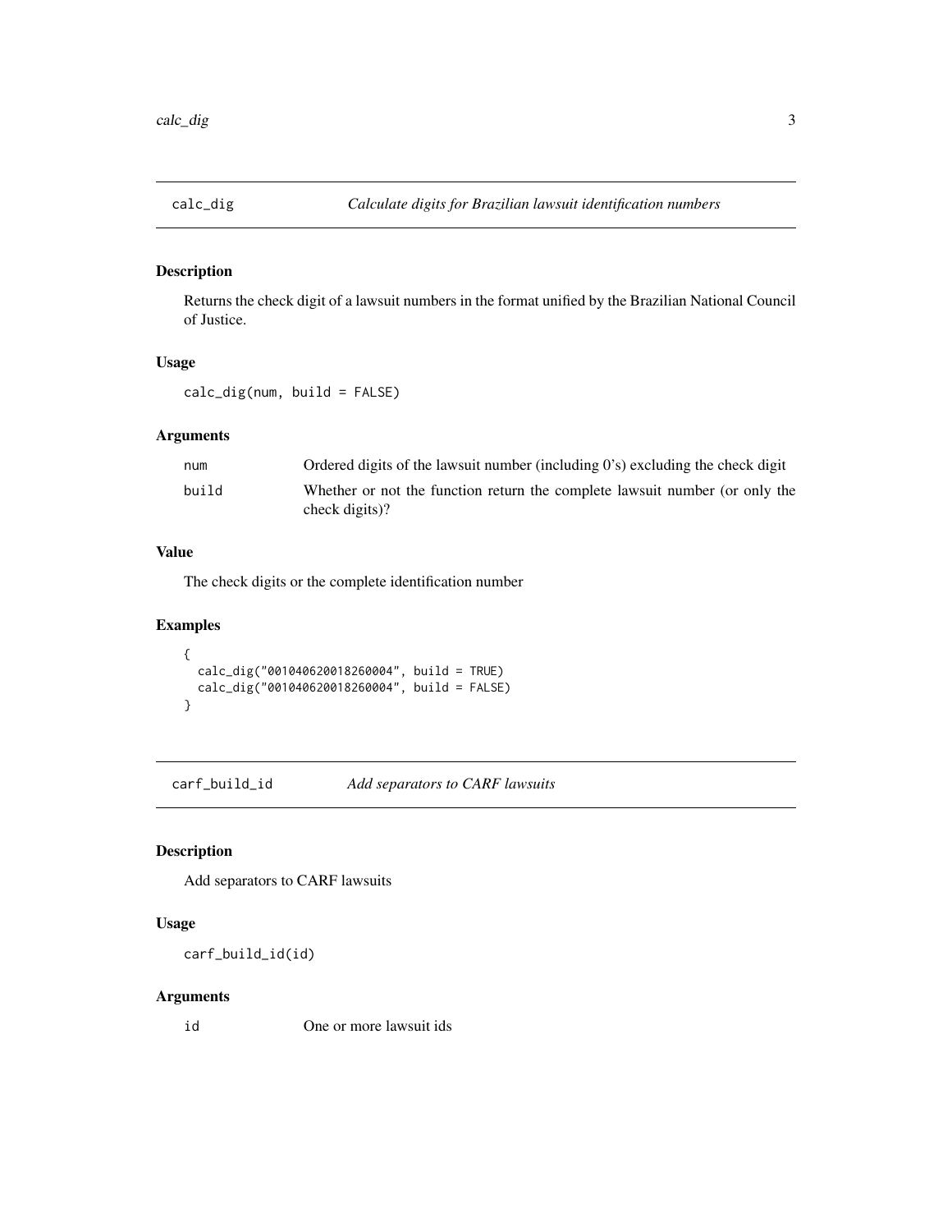## calc_dig — *Calculate digits for Brazilian lawsuit identification numbers*

### Description

Returns the check digit of a lawsuit numbers in the format unified by the Brazilian National Council of Justice.

### Usage

```
calc_dig(num, build = FALSE)
```

### Arguments

| | |
|---|---|
| num | Ordered digits of the lawsuit number (including 0's) excluding the check digit |
| build | Whether or not the function return the complete lawsuit number (or only the check digits)? |

### Value

The check digits or the complete identification number

### Examples

```
{
  calc_dig("001040620018260004", build = TRUE)
  calc_dig("001040620018260004", build = FALSE)
}
```

## carf_build_id — *Add separators to CARF lawsuits*

### Description

Add separators to CARF lawsuits

### Usage

```
carf_build_id(id)
```

### Arguments

| | |
|---|---|
| id | One or more lawsuit ids |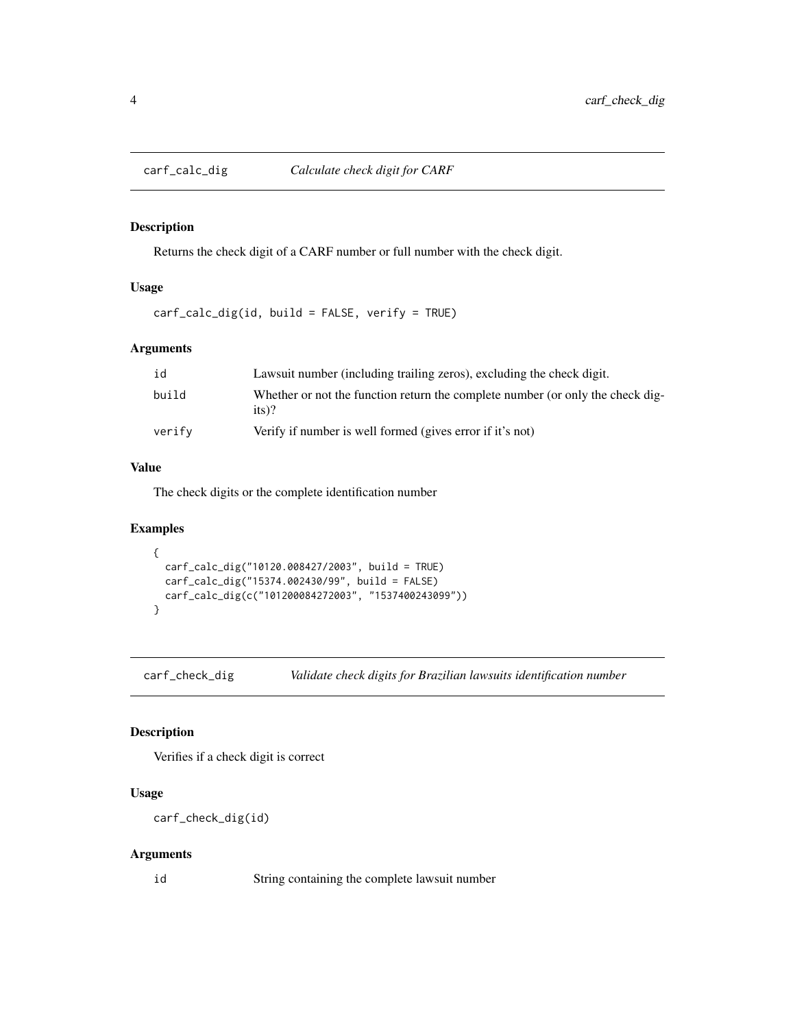## carf_calc_dig — *Calculate check digit for CARF*

### Description

Returns the check digit of a CARF number or full number with the check digit.

### Usage

```
carf_calc_dig(id, build = FALSE, verify = TRUE)
```

### Arguments

| | |
|---|---|
| id | Lawsuit number (including trailing zeros), excluding the check digit. |
| build | Whether or not the function return the complete number (or only the check digits)? |
| verify | Verify if number is well formed (gives error if it's not) |

### Value

The check digits or the complete identification number

### Examples

```
{
  carf_calc_dig("10120.008427/2003", build = TRUE)
  carf_calc_dig("15374.002430/99", build = FALSE)
  carf_calc_dig(c("101200084272003", "1537400243099"))
}
```

## carf_check_dig — *Validate check digits for Brazilian lawsuits identification number*

### Description

Verifies if a check digit is correct

### Usage

```
carf_check_dig(id)
```

### Arguments

| | |
|---|---|
| id | String containing the complete lawsuit number |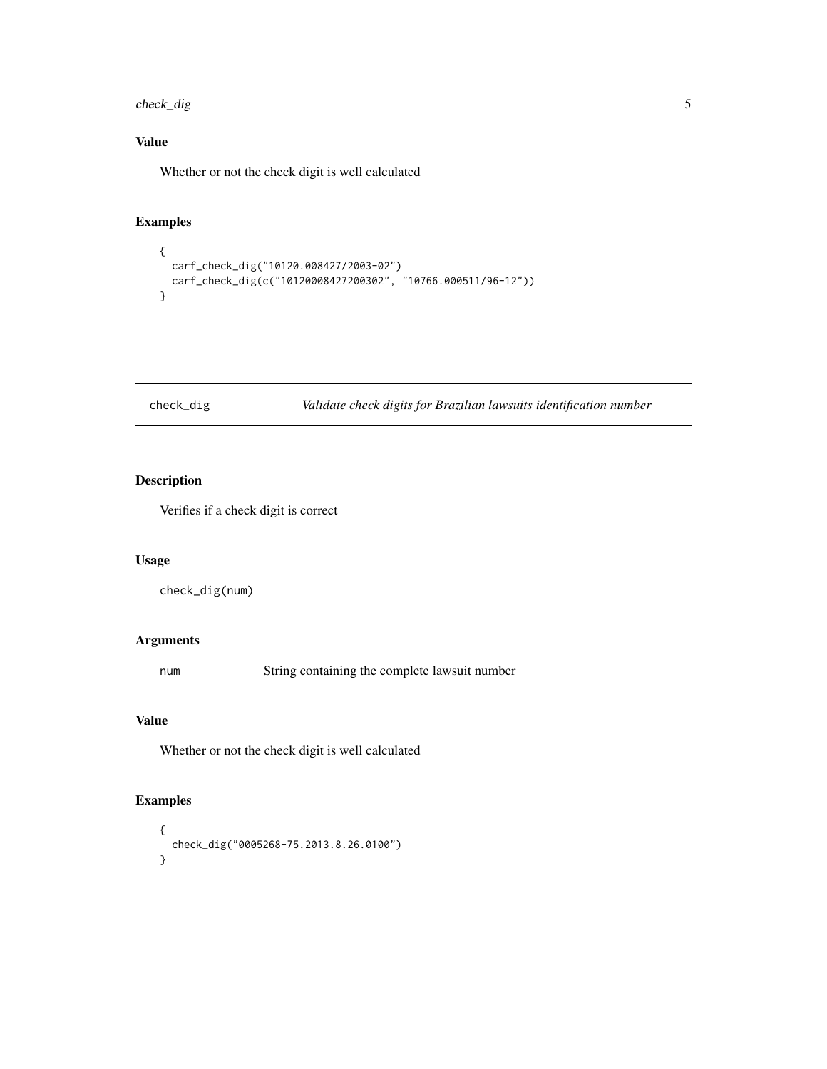## Value

Whether or not the check digit is well calculated

## Examples

```
{
  carf_check_dig("10120.008427/2003-02")
  carf_check_dig(c("10120008427200302", "10766.000511/96-12"))
}
```

---

# check_dig *Validate check digits for Brazilian lawsuits identification number*

## Description

Verifies if a check digit is correct

## Usage

```
check_dig(num)
```

## Arguments

| | |
|---|---|
| num | String containing the complete lawsuit number |

## Value

Whether or not the check digit is well calculated

## Examples

```
{
  check_dig("0005268-75.2013.8.26.0100")
}
```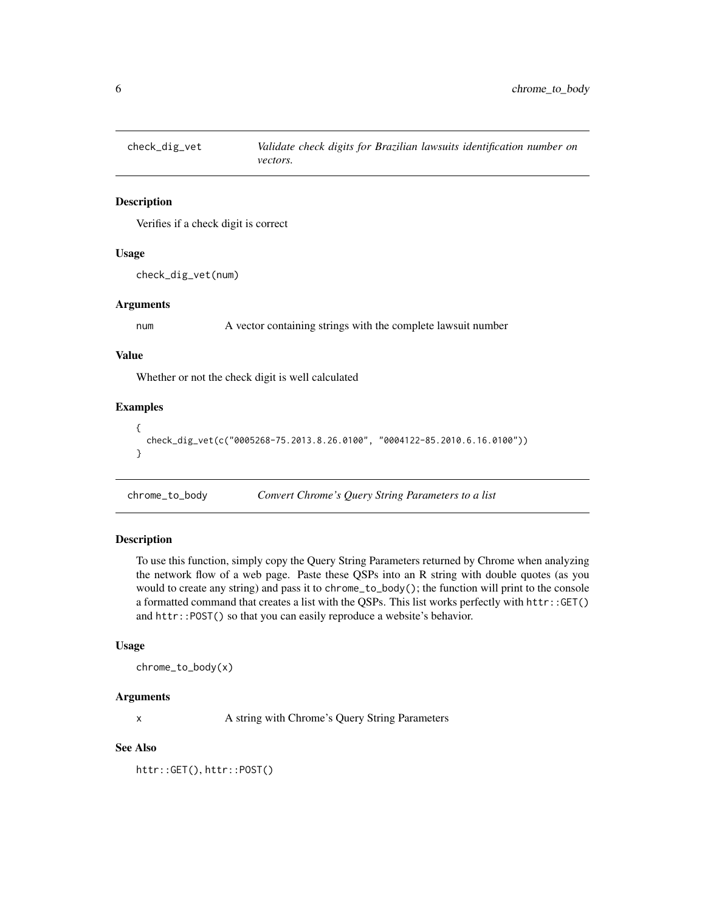## check_dig_vet — *Validate check digits for Brazilian lawsuits identification number on vectors.*

### Description

Verifies if a check digit is correct

### Usage

```
check_dig_vet(num)
```

### Arguments

num — A vector containing strings with the complete lawsuit number

### Value

Whether or not the check digit is well calculated

### Examples

```
{
  check_dig_vet(c("0005268-75.2013.8.26.0100", "0004122-85.2010.6.16.0100"))
}
```

## chrome_to_body — *Convert Chrome's Query String Parameters to a list*

### Description

To use this function, simply copy the Query String Parameters returned by Chrome when analyzing the network flow of a web page. Paste these QSPs into an R string with double quotes (as you would to create any string) and pass it to `chrome_to_body()`; the function will print to the console a formatted command that creates a list with the QSPs. This list works perfectly with `httr::GET()` and `httr::POST()` so that you can easily reproduce a website's behavior.

### Usage

```
chrome_to_body(x)
```

### Arguments

x — A string with Chrome's Query String Parameters

### See Also

`httr::GET()`, `httr::POST()`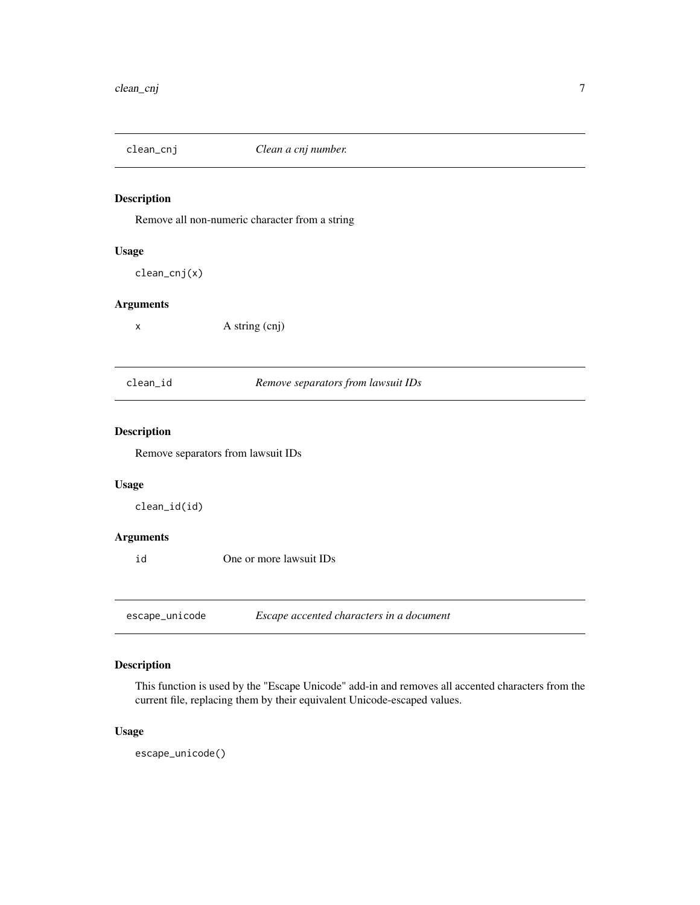## clean_cnj — *Clean a cnj number.*

### Description

Remove all non-numeric character from a string

### Usage

```
clean_cnj(x)
```

### Arguments

| | |
|---|---|
| x | A string (cnj) |

## clean_id — *Remove separators from lawsuit IDs*

### Description

Remove separators from lawsuit IDs

### Usage

```
clean_id(id)
```

### Arguments

| | |
|---|---|
| id | One or more lawsuit IDs |

## escape_unicode — *Escape accented characters in a document*

### Description

This function is used by the "Escape Unicode" add-in and removes all accented characters from the current file, replacing them by their equivalent Unicode-escaped values.

### Usage

```
escape_unicode()
```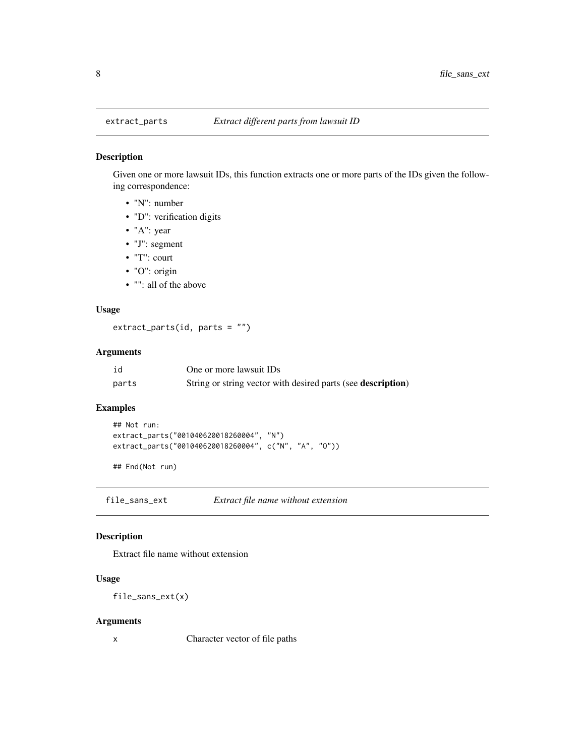## extract_parts — *Extract different parts from lawsuit ID*

### Description

Given one or more lawsuit IDs, this function extracts one or more parts of the IDs given the following correspondence:

- "N": number
- "D": verification digits
- "A": year
- "J": segment
- "T": court
- "O": origin
- "": all of the above

### Usage

```
extract_parts(id, parts = "")
```

### Arguments

| | |
|---|---|
| id | One or more lawsuit IDs |
| parts | String or string vector with desired parts (see **description**) |

### Examples

```
## Not run:
extract_parts("001040620018260004", "N")
extract_parts("001040620018260004", c("N", "A", "O"))

## End(Not run)
```

## file_sans_ext — *Extract file name without extension*

### Description

Extract file name without extension

### Usage

```
file_sans_ext(x)
```

### Arguments

| | |
|---|---|
| x | Character vector of file paths |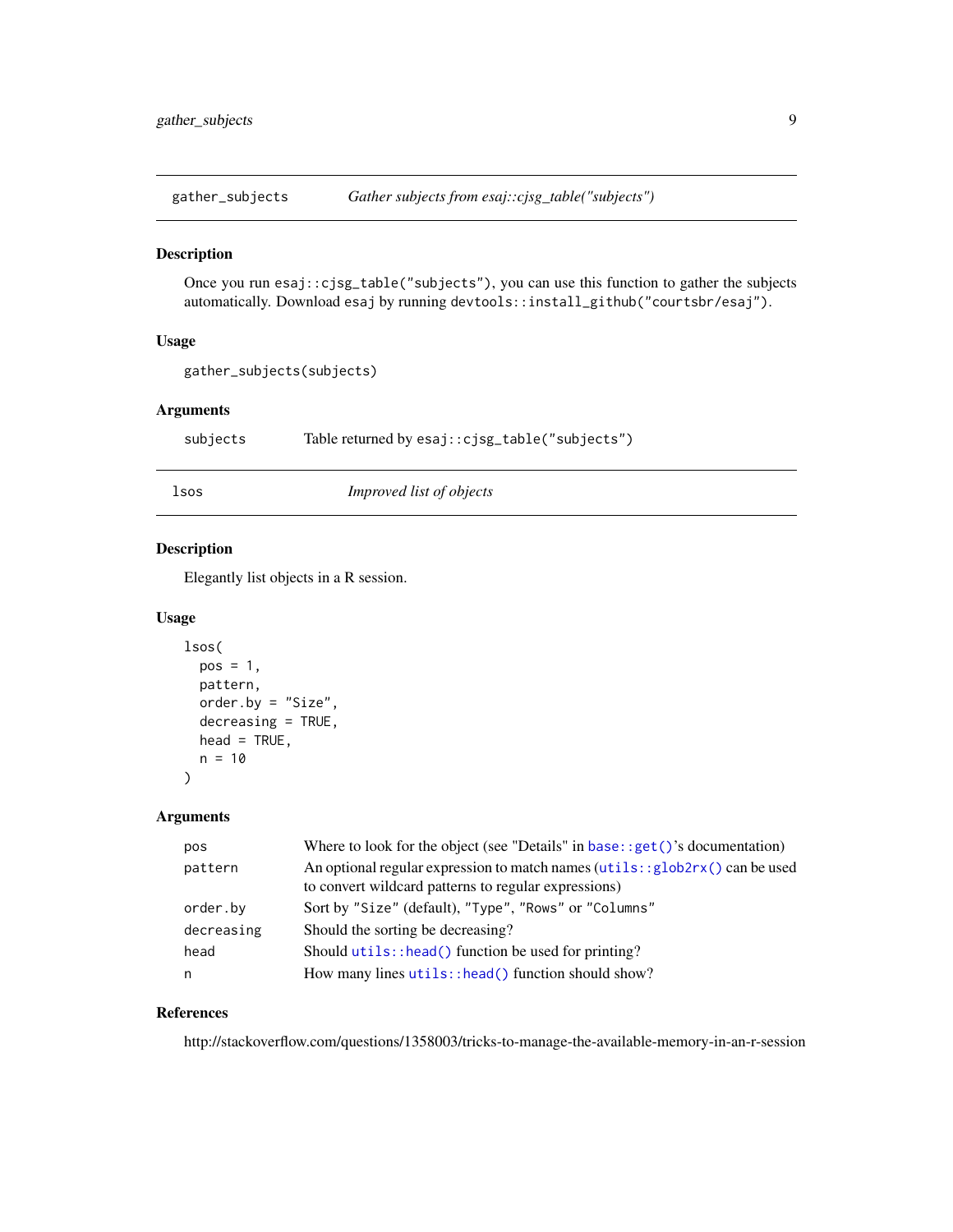## gather_subjects — *Gather subjects from esaj::cjsg_table("subjects")*

### Description

Once you run `esaj::cjsg_table("subjects")`, you can use this function to gather the subjects automatically. Download `esaj` by running `devtools::install_github("courtsbr/esaj")`.

### Usage

```
gather_subjects(subjects)
```

### Arguments

| | |
|---|---|
| `subjects` | Table returned by `esaj::cjsg_table("subjects")` |

## lsos — *Improved list of objects*

### Description

Elegantly list objects in a R session.

### Usage

```
lsos(
  pos = 1,
  pattern,
  order.by = "Size",
  decreasing = TRUE,
  head = TRUE,
  n = 10
)
```

### Arguments

| | |
|---|---|
| `pos` | Where to look for the object (see "Details" in `base::get()`'s documentation) |
| `pattern` | An optional regular expression to match names (`utils::glob2rx()` can be used to convert wildcard patterns to regular expressions) |
| `order.by` | Sort by `"Size"` (default), `"Type"`, `"Rows"` or `"Columns"` |
| `decreasing` | Should the sorting be decreasing? |
| `head` | Should `utils::head()` function be used for printing? |
| `n` | How many lines `utils::head()` function should show? |

### References

http://stackoverflow.com/questions/1358003/tricks-to-manage-the-available-memory-in-an-r-session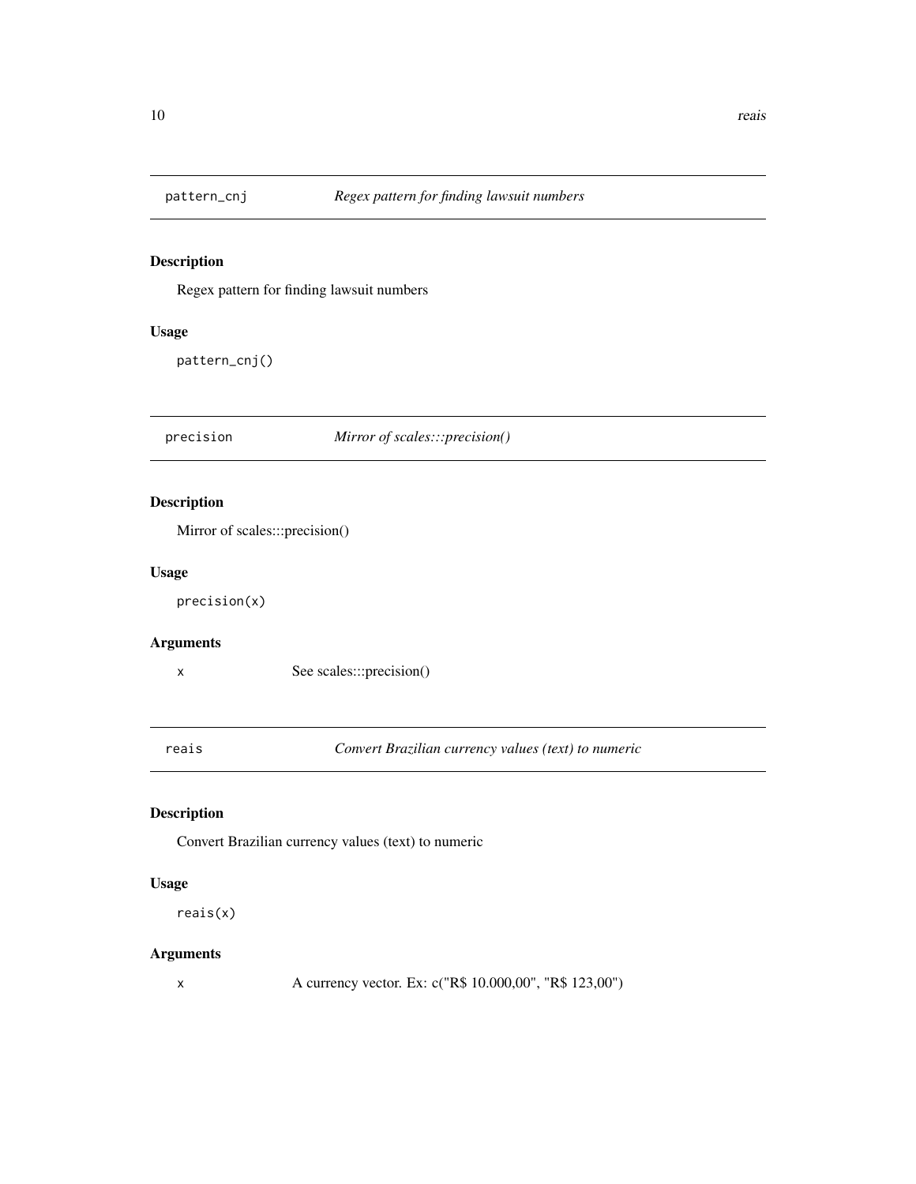## pattern_cnj — *Regex pattern for finding lawsuit numbers*

### Description

Regex pattern for finding lawsuit numbers

### Usage

```
pattern_cnj()
```

## precision — *Mirror of scales:::precision()*

### Description

Mirror of scales:::precision()

### Usage

```
precision(x)
```

### Arguments

| | |
|---|---|
| x | See scales:::precision() |

## reais — *Convert Brazilian currency values (text) to numeric*

### Description

Convert Brazilian currency values (text) to numeric

### Usage

```
reais(x)
```

### Arguments

| | |
|---|---|
| x | A currency vector. Ex: c("R$ 10.000,00", "R$ 123,00") |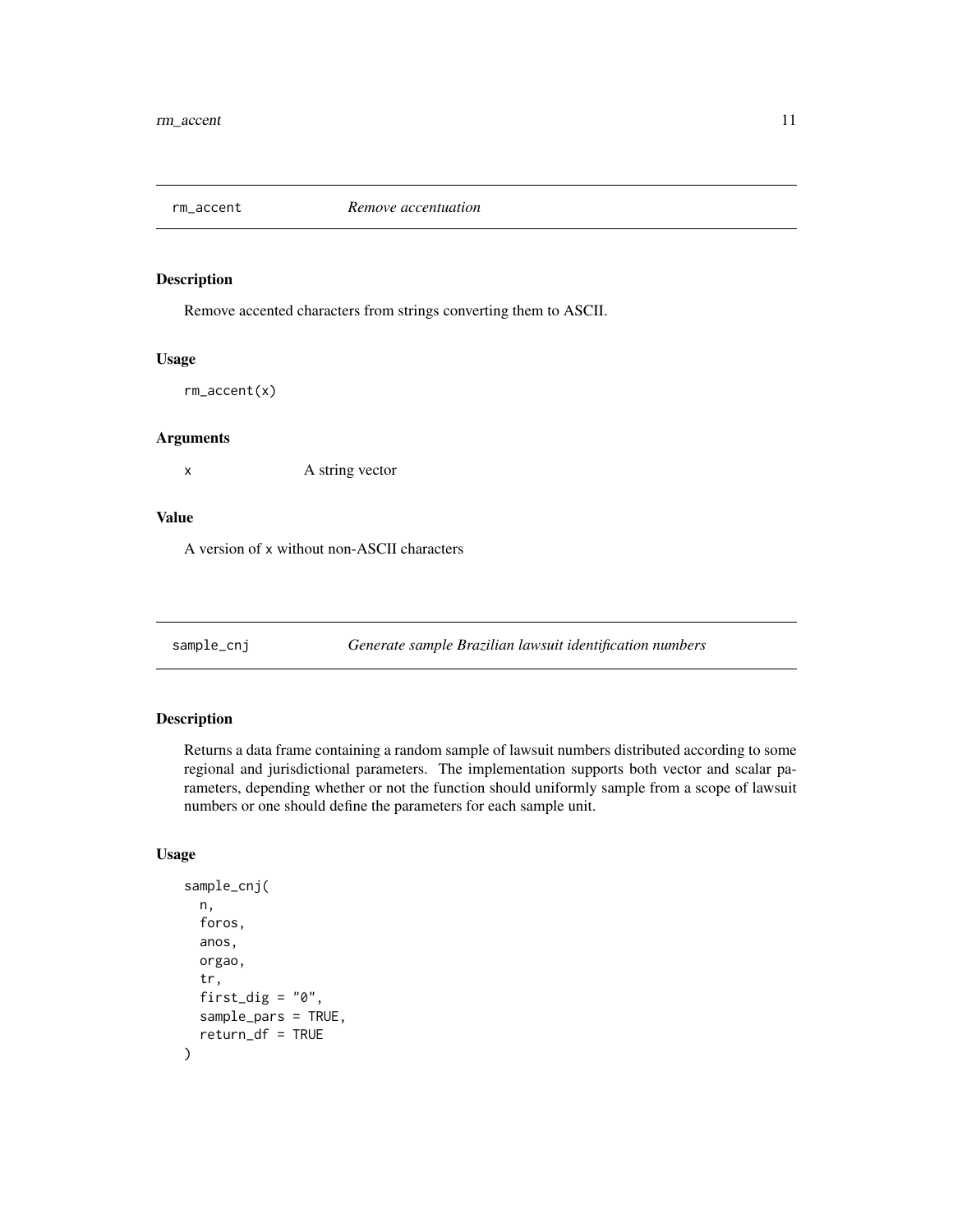## rm_accent — *Remove accentuation*

### Description

Remove accented characters from strings converting them to ASCII.

### Usage

```
rm_accent(x)
```

### Arguments

| | |
|---|---|
| x | A string vector |

### Value

A version of x without non-ASCII characters

## sample_cnj — *Generate sample Brazilian lawsuit identification numbers*

### Description

Returns a data frame containing a random sample of lawsuit numbers distributed according to some regional and jurisdictional parameters. The implementation supports both vector and scalar parameters, depending whether or not the function should uniformly sample from a scope of lawsuit numbers or one should define the parameters for each sample unit.

### Usage

```
sample_cnj(
  n,
  foros,
  anos,
  orgao,
  tr,
  first_dig = "0",
  sample_pars = TRUE,
  return_df = TRUE
)
```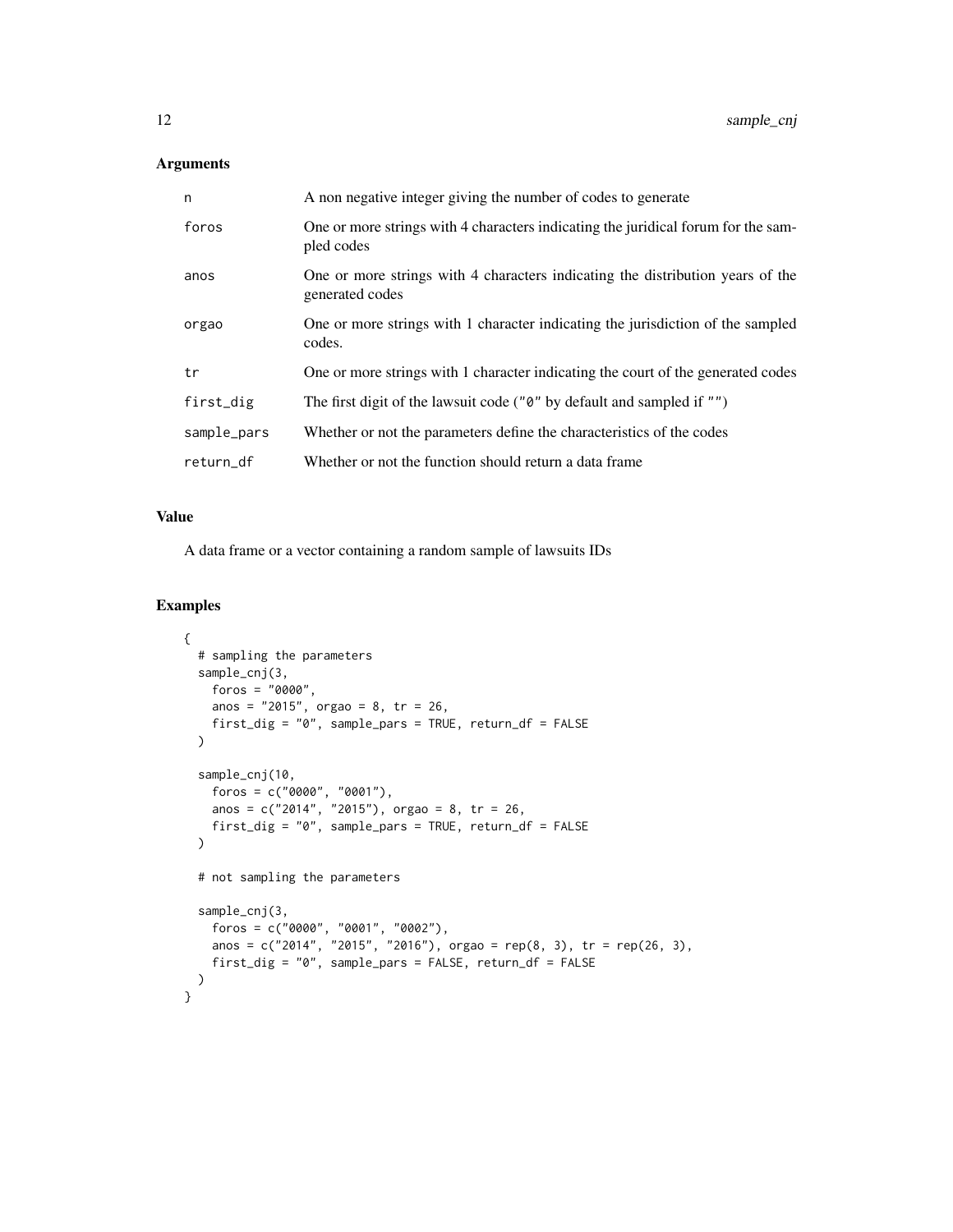## Arguments

| | |
|---|---|
| n | A non negative integer giving the number of codes to generate |
| foros | One or more strings with 4 characters indicating the juridical forum for the sampled codes |
| anos | One or more strings with 4 characters indicating the distribution years of the generated codes |
| orgao | One or more strings with 1 character indicating the jurisdiction of the sampled codes. |
| tr | One or more strings with 1 character indicating the court of the generated codes |
| first_dig | The first digit of the lawsuit code ("0" by default and sampled if "") |
| sample_pars | Whether or not the parameters define the characteristics of the codes |
| return_df | Whether or not the function should return a data frame |

## Value

A data frame or a vector containing a random sample of lawsuits IDs

## Examples

```
{
  # sampling the parameters
  sample_cnj(3,
    foros = "0000",
    anos = "2015", orgao = 8, tr = 26,
    first_dig = "0", sample_pars = TRUE, return_df = FALSE
  )

  sample_cnj(10,
    foros = c("0000", "0001"),
    anos = c("2014", "2015"), orgao = 8, tr = 26,
    first_dig = "0", sample_pars = TRUE, return_df = FALSE
  )

  # not sampling the parameters

  sample_cnj(3,
    foros = c("0000", "0001", "0002"),
    anos = c("2014", "2015", "2016"), orgao = rep(8, 3), tr = rep(26, 3),
    first_dig = "0", sample_pars = FALSE, return_df = FALSE
  )
}
```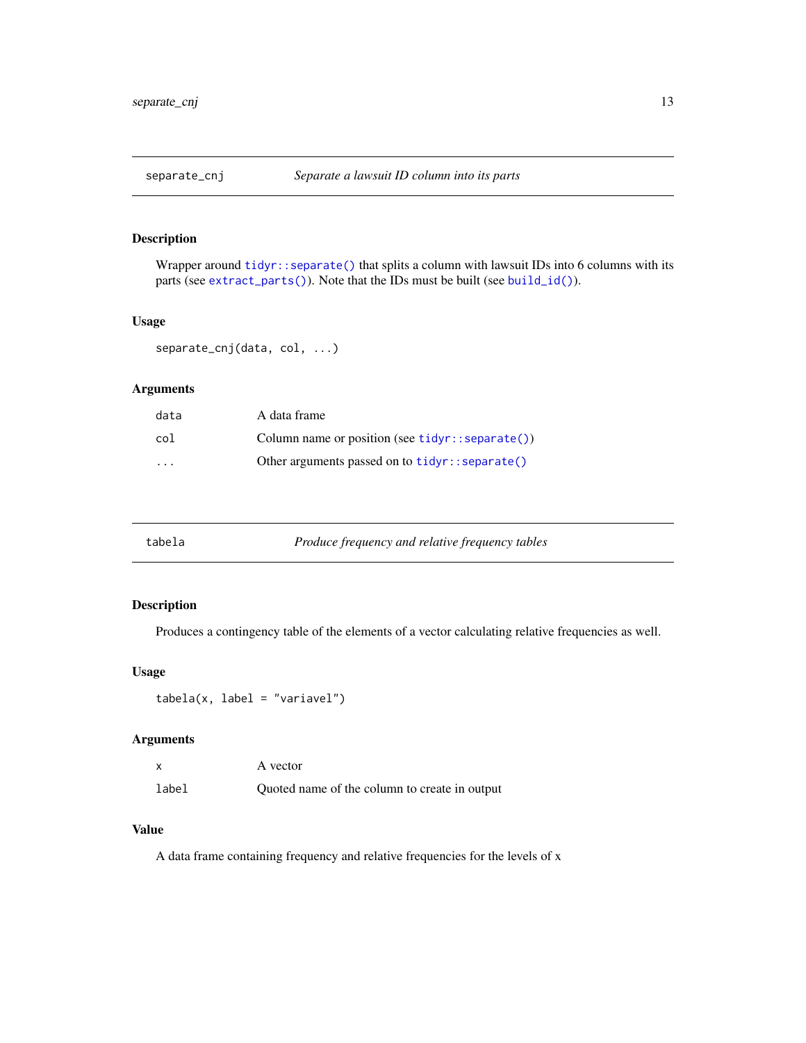## separate_cnj — *Separate a lawsuit ID column into its parts*

### Description

Wrapper around `tidyr::separate()` that splits a column with lawsuit IDs into 6 columns with its parts (see `extract_parts()`). Note that the IDs must be built (see `build_id()`).

### Usage

```
separate_cnj(data, col, ...)
```

### Arguments

| | |
|---|---|
| `data` | A data frame |
| `col` | Column name or position (see `tidyr::separate()`) |
| `...` | Other arguments passed on to `tidyr::separate()` |

## tabela — *Produce frequency and relative frequency tables*

### Description

Produces a contingency table of the elements of a vector calculating relative frequencies as well.

### Usage

```
tabela(x, label = "variavel")
```

### Arguments

| | |
|---|---|
| `x` | A vector |
| `label` | Quoted name of the column to create in output |

### Value

A data frame containing frequency and relative frequencies for the levels of x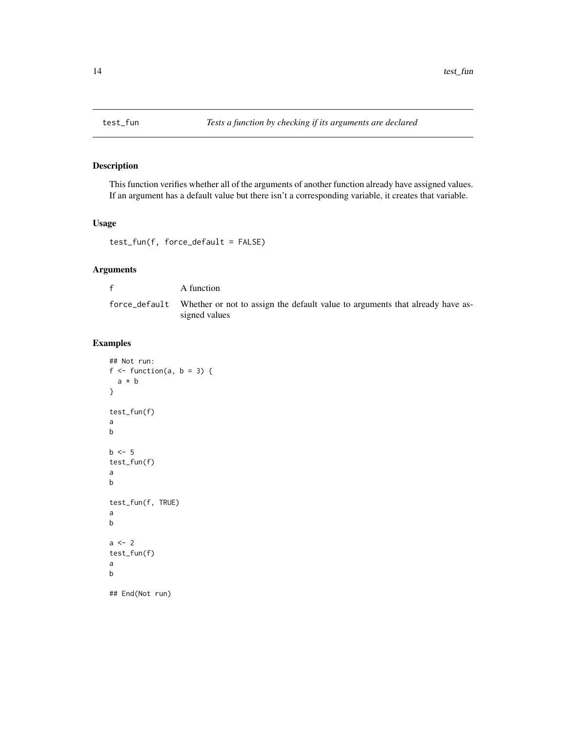# test_fun — *Tests a function by checking if its arguments are declared*

## Description

This function verifies whether all of the arguments of another function already have assigned values. If an argument has a default value but there isn't a corresponding variable, it creates that variable.

## Usage

```
test_fun(f, force_default = FALSE)
```

## Arguments

| | |
|---|---|
| `f` | A function |
| `force_default` | Whether or not to assign the default value to arguments that already have assigned values |

## Examples

```
## Not run:
f <- function(a, b = 3) {
  a * b
}

test_fun(f)
a
b

b <- 5
test_fun(f)
a
b

test_fun(f, TRUE)
a
b

a <- 2
test_fun(f)
a
b

## End(Not run)
```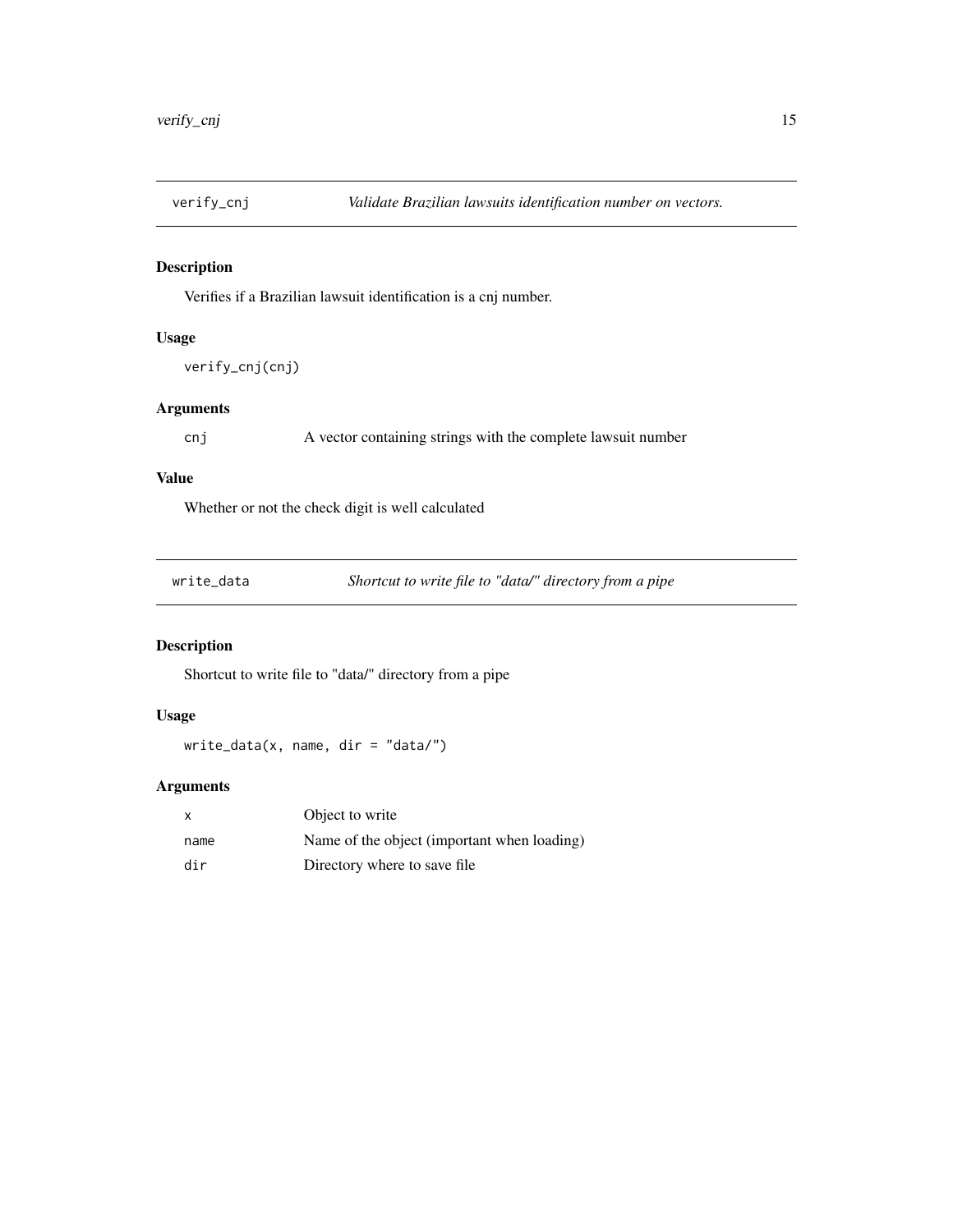## verify_cnj

*Validate Brazilian lawsuits identification number on vectors.*

### Description

Verifies if a Brazilian lawsuit identification is a cnj number.

### Usage

```
verify_cnj(cnj)
```

### Arguments

| | |
|---|---|
| cnj | A vector containing strings with the complete lawsuit number |

### Value

Whether or not the check digit is well calculated

## write_data

*Shortcut to write file to "data/" directory from a pipe*

### Description

Shortcut to write file to "data/" directory from a pipe

### Usage

```
write_data(x, name, dir = "data/")
```

### Arguments

| | |
|---|---|
| x | Object to write |
| name | Name of the object (important when loading) |
| dir | Directory where to save file |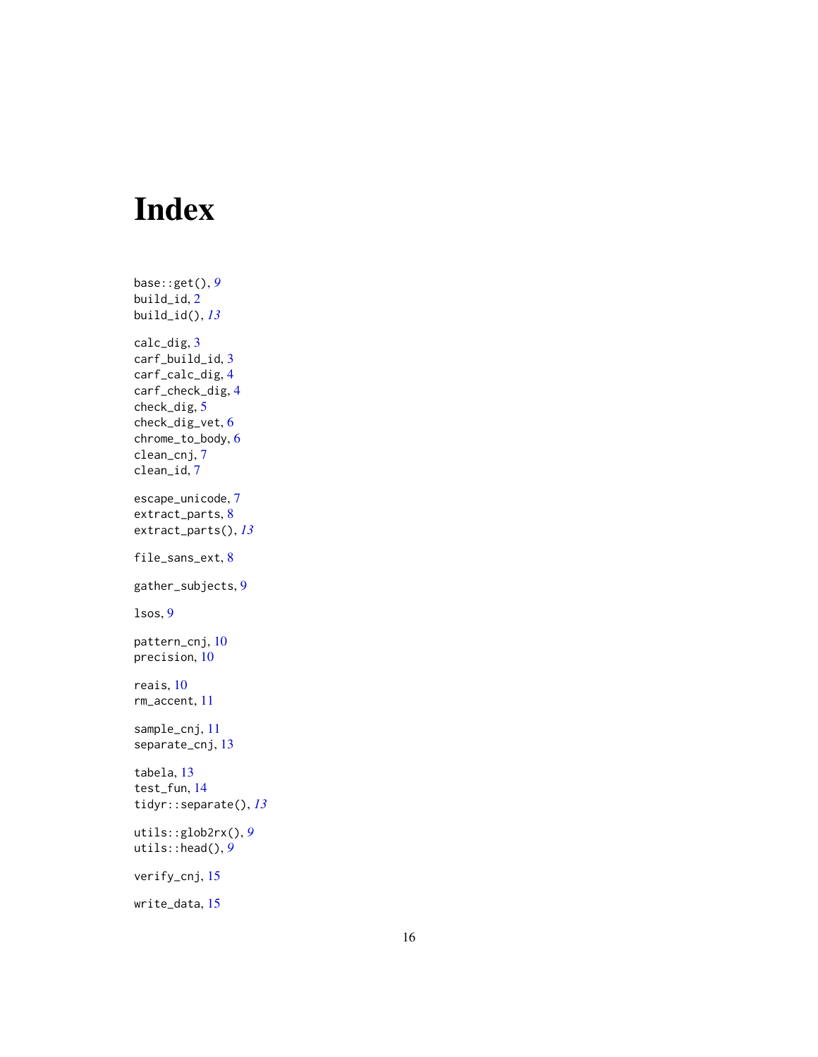# Index

base::get(), *9*
build_id, 2
build_id(), *13*

calc_dig, 3
carf_build_id, 3
carf_calc_dig, 4
carf_check_dig, 4
check_dig, 5
check_dig_vet, 6
chrome_to_body, 6
clean_cnj, 7
clean_id, 7

escape_unicode, 7
extract_parts, 8
extract_parts(), *13*

file_sans_ext, 8

gather_subjects, 9

lsos, 9

pattern_cnj, 10
precision, 10

reais, 10
rm_accent, 11

sample_cnj, 11
separate_cnj, 13

tabela, 13
test_fun, 14
tidyr::separate(), *13*

utils::glob2rx(), *9*
utils::head(), *9*

verify_cnj, 15

write_data, 15